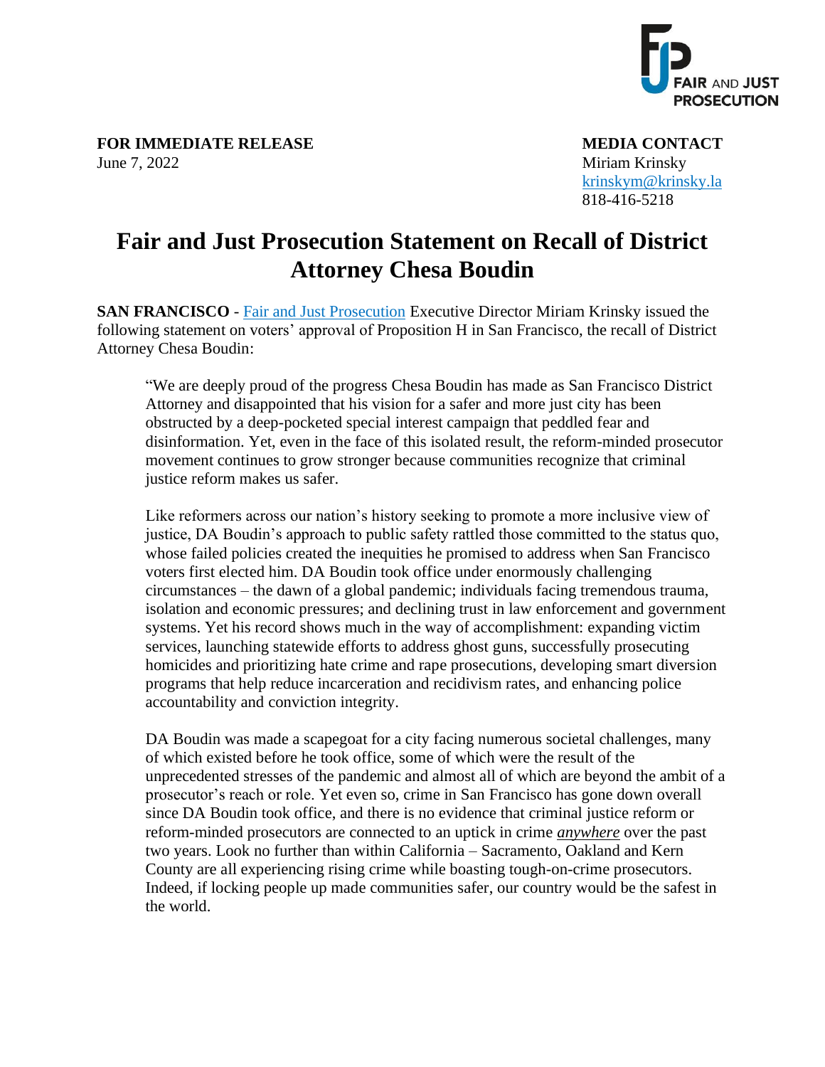**FOR IMMEDIATE RELEASE**
June 7, 2022

**MEDIA CONTACT**
Miriam Krinsky
krinskym@krinsky.la
818-416-5218

# Fair and Just Prosecution Statement on Recall of District Attorney Chesa Boudin

**SAN FRANCISCO** - [Fair and Just Prosecution]() Executive Director Miriam Krinsky issued the following statement on voters' approval of Proposition H in San Francisco, the recall of District Attorney Chesa Boudin:

> "We are deeply proud of the progress Chesa Boudin has made as San Francisco District Attorney and disappointed that his vision for a safer and more just city has been obstructed by a deep-pocketed special interest campaign that peddled fear and disinformation. Yet, even in the face of this isolated result, the reform-minded prosecutor movement continues to grow stronger because communities recognize that criminal justice reform makes us safer.
>
> Like reformers across our nation's history seeking to promote a more inclusive view of justice, DA Boudin's approach to public safety rattled those committed to the status quo, whose failed policies created the inequities he promised to address when San Francisco voters first elected him. DA Boudin took office under enormously challenging circumstances – the dawn of a global pandemic; individuals facing tremendous trauma, isolation and economic pressures; and declining trust in law enforcement and government systems. Yet his record shows much in the way of accomplishment: expanding victim services, launching statewide efforts to address ghost guns, successfully prosecuting homicides and prioritizing hate crime and rape prosecutions, developing smart diversion programs that help reduce incarceration and recidivism rates, and enhancing police accountability and conviction integrity.
>
> DA Boudin was made a scapegoat for a city facing numerous societal challenges, many of which existed before he took office, some of which were the result of the unprecedented stresses of the pandemic and almost all of which are beyond the ambit of a prosecutor's reach or role. Yet even so, crime in San Francisco has gone down overall since DA Boudin took office, and there is no evidence that criminal justice reform or reform-minded prosecutors are connected to an uptick in crime ***anywhere*** over the past two years. Look no further than within California – Sacramento, Oakland and Kern County are all experiencing rising crime while boasting tough-on-crime prosecutors. Indeed, if locking people up made communities safer, our country would be the safest in the world.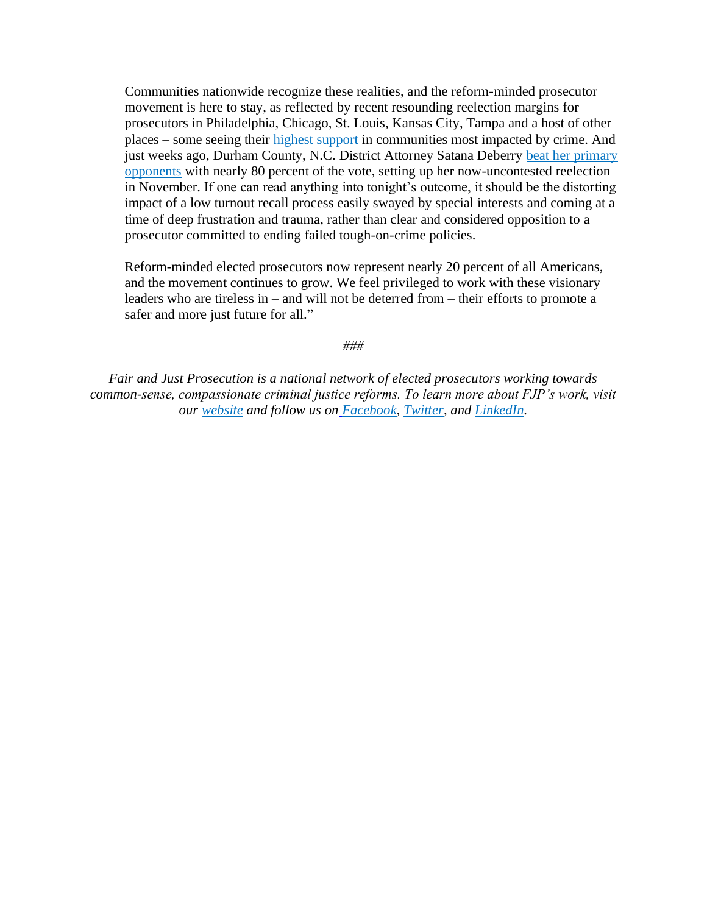Communities nationwide recognize these realities, and the reform-minded prosecutor movement is here to stay, as reflected by recent resounding reelection margins for prosecutors in Philadelphia, Chicago, St. Louis, Kansas City, Tampa and a host of other places – some seeing their highest support in communities most impacted by crime. And just weeks ago, Durham County, N.C. District Attorney Satana Deberry beat her primary opponents with nearly 80 percent of the vote, setting up her now-uncontested reelection in November. If one can read anything into tonight's outcome, it should be the distorting impact of a low turnout recall process easily swayed by special interests and coming at a time of deep frustration and trauma, rather than clear and considered opposition to a prosecutor committed to ending failed tough-on-crime policies.

Reform-minded elected prosecutors now represent nearly 20 percent of all Americans, and the movement continues to grow. We feel privileged to work with these visionary leaders who are tireless in – and will not be deterred from – their efforts to promote a safer and more just future for all."

*###*

*Fair and Just Prosecution is a national network of elected prosecutors working towards common-sense, compassionate criminal justice reforms. To learn more about FJP's work, visit our website and follow us on Facebook, Twitter, and LinkedIn.*